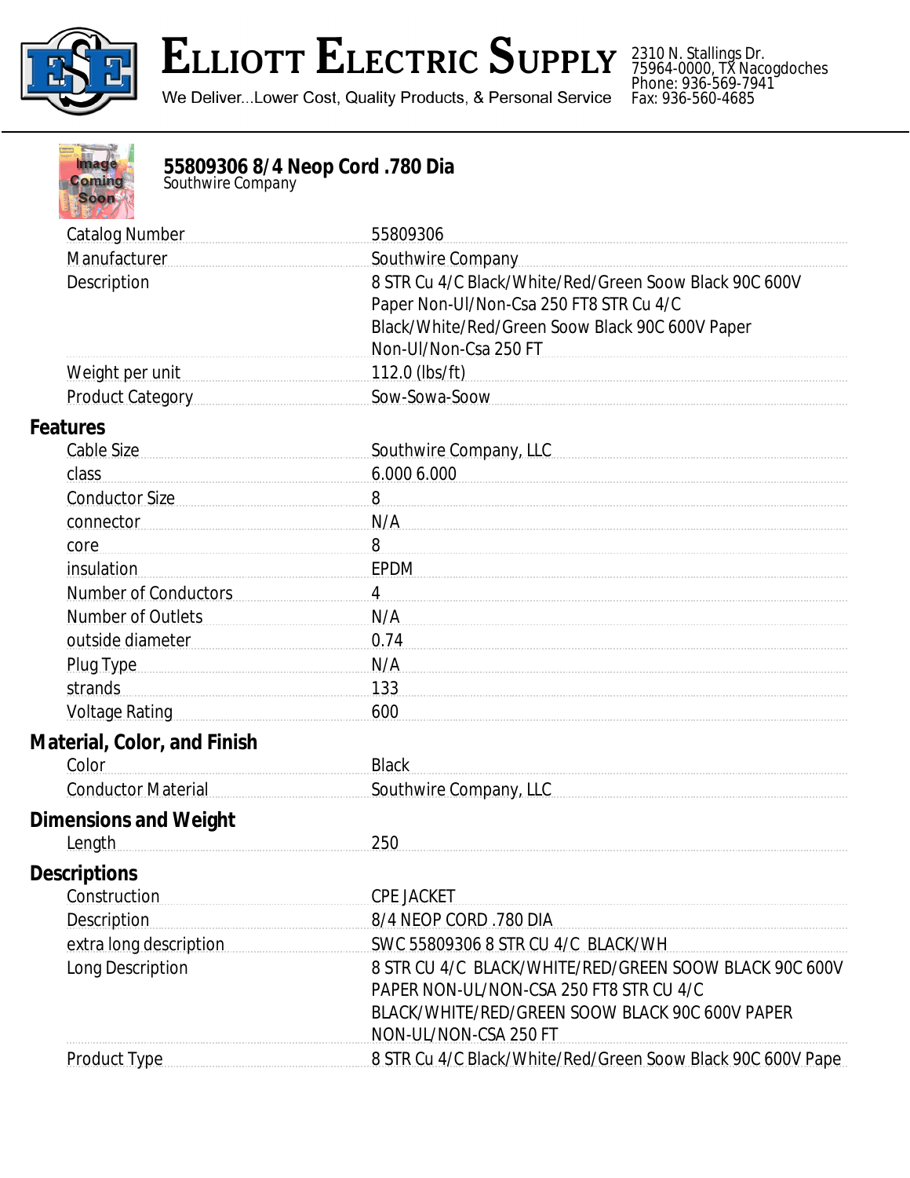# Elliott Electric Supply

We Deliver...Lower Cost, Quality Products, & Personal Service

2310 N. Stallings Dr.
75964-0000, TX Nacogdoches
Phone: 936-569-7941
Fax: 936-560-4685

## 55809306 8/4 Neop Cord .780 Dia

Southwire Company

| | |
|---|---|
| Catalog Number | 55809306 |
| Manufacturer | Southwire Company |
| Description | 8 STR Cu 4/C Black/White/Red/Green Soow Black 90C 600V Paper Non-Ul/Non-Csa 250 FT8 STR Cu 4/C Black/White/Red/Green Soow Black 90C 600V Paper Non-Ul/Non-Csa 250 FT |
| Weight per unit | 112.0 (lbs/ft) |
| Product Category | Sow-Sowa-Soow |

### Features

| | |
|---|---|
| Cable Size | Southwire Company, LLC |
| class | 6.000 6.000 |
| Conductor Size | 8 |
| connector | N/A |
| core | 8 |
| insulation | EPDM |
| Number of Conductors | 4 |
| Number of Outlets | N/A |
| outside diameter | 0.74 |
| Plug Type | N/A |
| strands | 133 |
| Voltage Rating | 600 |

### Material, Color, and Finish

| | |
|---|---|
| Color | Black |
| Conductor Material | Southwire Company, LLC |

### Dimensions and Weight

| | |
|---|---|
| Length | 250 |

### Descriptions

| | |
|---|---|
| Construction | CPE JACKET |
| Description | 8/4 NEOP CORD .780 DIA |
| extra long description | SWC 55809306 8 STR CU 4/C BLACK/WH |
| Long Description | 8 STR CU 4/C BLACK/WHITE/RED/GREEN SOOW BLACK 90C 600V PAPER NON-UL/NON-CSA 250 FT8 STR CU 4/C BLACK/WHITE/RED/GREEN SOOW BLACK 90C 600V PAPER NON-UL/NON-CSA 250 FT |
| Product Type | 8 STR Cu 4/C Black/White/Red/Green Soow Black 90C 600V Pape |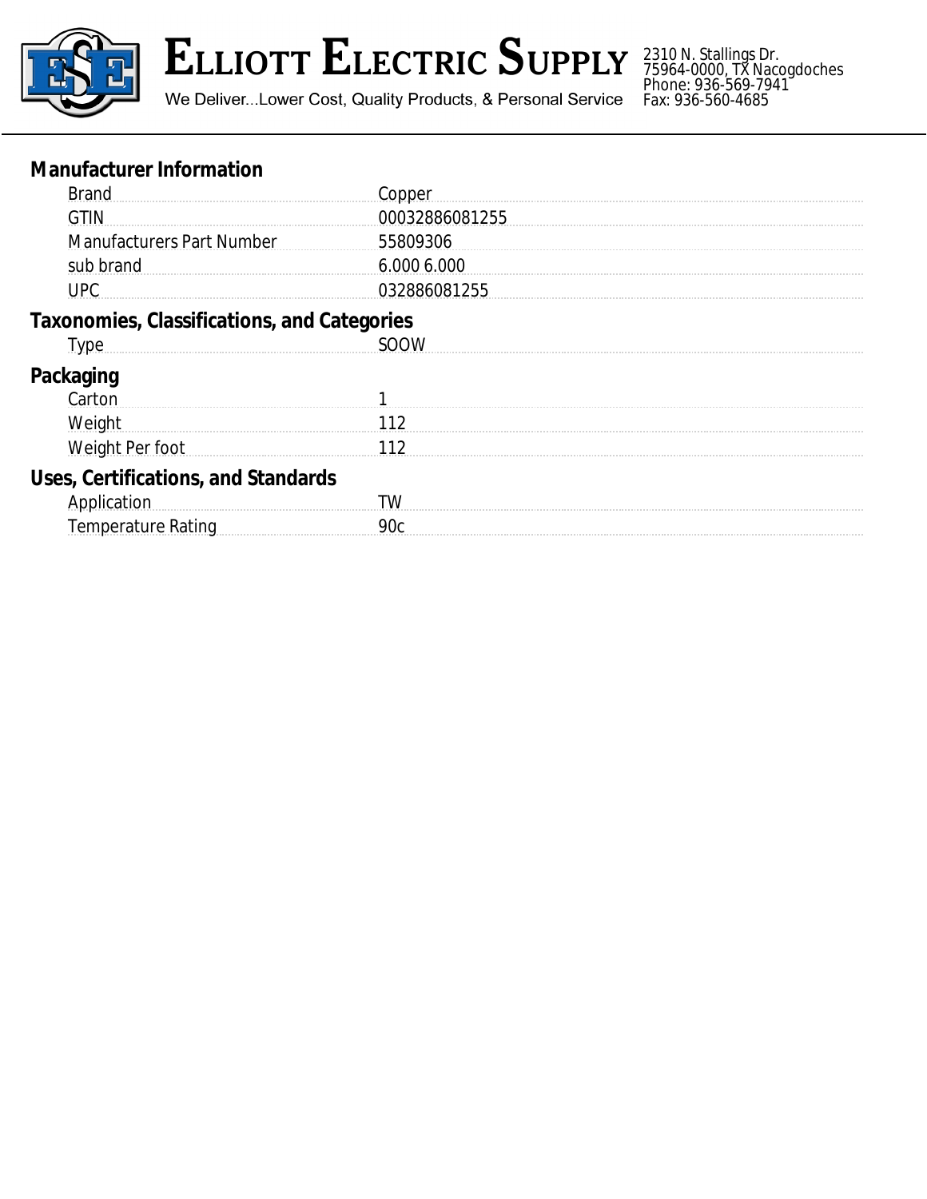# ELLIOTT ELECTRIC SUPPLY

We Deliver...Lower Cost, Quality Products, & Personal Service

2310 N. Stallings Dr.
75964-0000, TX Nacogdoches
Phone: 936-569-7941
Fax: 936-560-4685

## Manufacturer Information

| | |
|---|---|
| Brand | Copper |
| GTIN | 00032886081255 |
| Manufacturers Part Number | 55809306 |
| sub brand | 6.000 6.000 |
| UPC | 032886081255 |

## Taxonomies, Classifications, and Categories

| | |
|---|---|
| Type | SOOW |

## Packaging

| | |
|---|---|
| Carton | 1 |
| Weight | 112 |
| Weight Per foot | 112 |

## Uses, Certifications, and Standards

| | |
|---|---|
| Application | TW |
| Temperature Rating | 90c |